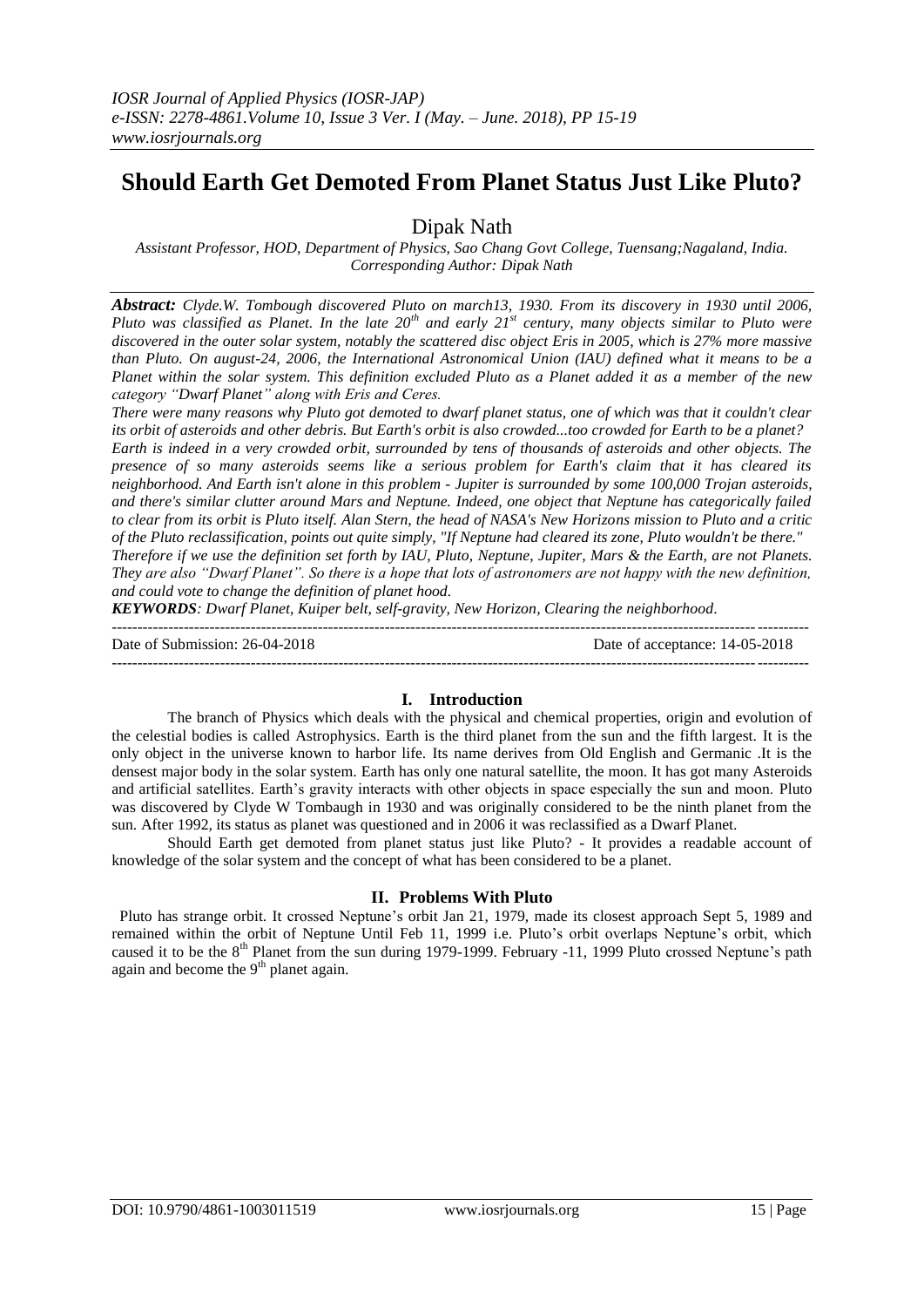# Should Earth Get Demoted From Planet Status Just Like Pluto?

Dipak Nath

*Assistant Professor, HOD, Department of Physics, Sao Chang Govt College, Tuensang;Nagaland, India.*
*Corresponding Author: Dipak Nath*

***Abstract:*** *Clyde.W. Tombough discovered Pluto on march13, 1930. From its discovery in 1930 until 2006, Pluto was classified as Planet. In the late 20th and early 21st century, many objects similar to Pluto were discovered in the outer solar system, notably the scattered disc object Eris in 2005, which is 27% more massive than Pluto. On august-24, 2006, the International Astronomical Union (IAU) defined what it means to be a Planet within the solar system. This definition excluded Pluto as a Planet added it as a member of the new category "Dwarf Planet" along with Eris and Ceres.*

*There were many reasons why Pluto got demoted to dwarf planet status, one of which was that it couldn't clear its orbit of asteroids and other debris. But Earth's orbit is also crowded...too crowded for Earth to be a planet? Earth is indeed in a very crowded orbit, surrounded by tens of thousands of asteroids and other objects. The presence of so many asteroids seems like a serious problem for Earth's claim that it has cleared its neighborhood. And Earth isn't alone in this problem - Jupiter is surrounded by some 100,000 Trojan asteroids, and there's similar clutter around Mars and Neptune. Indeed, one object that Neptune has categorically failed to clear from its orbit is Pluto itself. Alan Stern, the head of NASA's New Horizons mission to Pluto and a critic of the Pluto reclassification, points out quite simply, "If Neptune had cleared its zone, Pluto wouldn't be there." Therefore if we use the definition set forth by IAU, Pluto, Neptune, Jupiter, Mars & the Earth, are not Planets. They are also "Dwarf Planet". So there is a hope that lots of astronomers are not happy with the new definition, and could vote to change the definition of planet hood.*

***KEYWORDS****: Dwarf Planet, Kuiper belt, self-gravity, New Horizon, Clearing the neighborhood.*

---

Date of Submission: 26-04-2018 Date of acceptance: 14-05-2018

---

## I. Introduction

The branch of Physics which deals with the physical and chemical properties, origin and evolution of the celestial bodies is called Astrophysics. Earth is the third planet from the sun and the fifth largest. It is the only object in the universe known to harbor life. Its name derives from Old English and Germanic .It is the densest major body in the solar system. Earth has only one natural satellite, the moon. It has got many Asteroids and artificial satellites. Earth's gravity interacts with other objects in space especially the sun and moon. Pluto was discovered by Clyde W Tombaugh in 1930 and was originally considered to be the ninth planet from the sun. After 1992, its status as planet was questioned and in 2006 it was reclassified as a Dwarf Planet.

Should Earth get demoted from planet status just like Pluto? - It provides a readable account of knowledge of the solar system and the concept of what has been considered to be a planet.

## II. Problems With Pluto

Pluto has strange orbit. It crossed Neptune's orbit Jan 21, 1979, made its closest approach Sept 5, 1989 and remained within the orbit of Neptune Until Feb 11, 1999 i.e. Pluto's orbit overlaps Neptune's orbit, which caused it to be the 8th Planet from the sun during 1979-1999. February -11, 1999 Pluto crossed Neptune's path again and become the 9th planet again.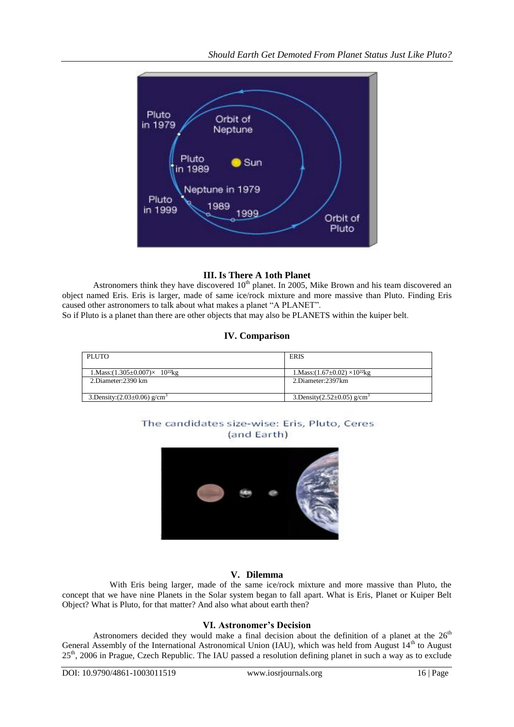## III. Is There A 1oth Planet

Astronomers think they have discovered 10th planet. In 2005, Mike Brown and his team discovered an object named Eris. Eris is larger, made of same ice/rock mixture and more massive than Pluto. Finding Eris caused other astronomers to talk about what makes a planet "A PLANET".

So if Pluto is a planet than there are other objects that may also be PLANETS within the kuiper belt.

## IV. Comparison

| PLUTO | ERIS |
|---|---|
| 1.Mass:$(1.305\pm0.007)\times 10^{22}$kg | 1.Mass:$(1.67\pm0.02)\times10^{22}$kg |
| 2.Diameter:2390 km | 2.Diameter:2397km |
| 3.Density:$(2.03\pm0.06)$ g/cm$^3$ | 3.Density$(2.52\pm0.05)$ g/cm$^3$ |

The candidates size-wise: Eris, Pluto, Ceres (and Earth)

## V. Dilemma

With Eris being larger, made of the same ice/rock mixture and more massive than Pluto, the concept that we have nine Planets in the Solar system began to fall apart. What is Eris, Planet or Kuiper Belt Object? What is Pluto, for that matter? And also what about earth then?

## VI. Astronomer's Decision

Astronomers decided they would make a final decision about the definition of a planet at the 26th General Assembly of the International Astronomical Union (IAU), which was held from August 14th to August 25th, 2006 in Prague, Czech Republic. The IAU passed a resolution defining planet in such a way as to exclude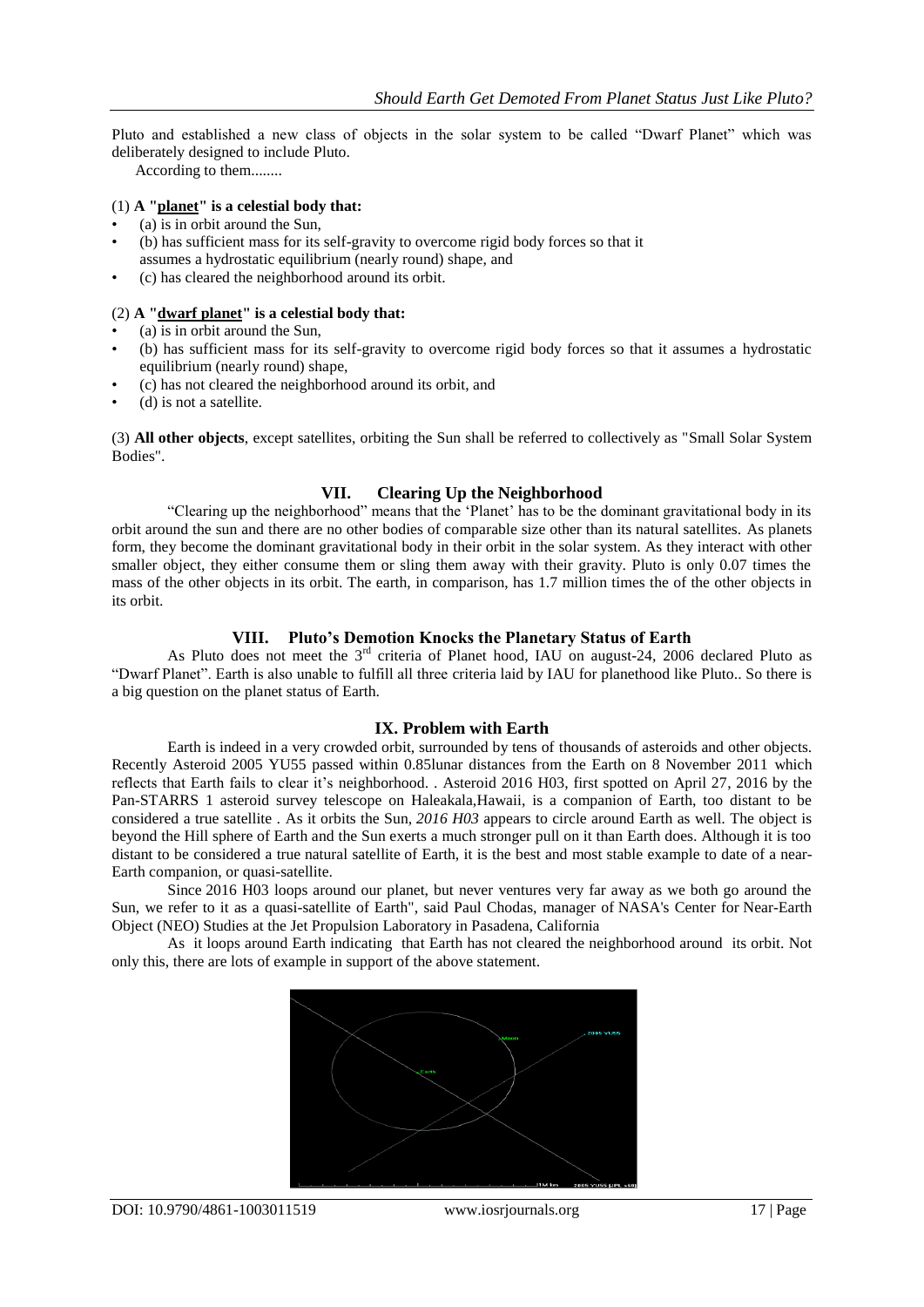Pluto and established a new class of objects in the solar system to be called "Dwarf Planet" which was deliberately designed to include Pluto.

According to them........

(1) **A "planet" is a celestial body that:**

- (a) is in orbit around the Sun,
- (b) has sufficient mass for its self-gravity to overcome rigid body forces so that it assumes a hydrostatic equilibrium (nearly round) shape, and
- (c) has cleared the neighborhood around its orbit.

(2) **A "dwarf planet" is a celestial body that:**

- (a) is in orbit around the Sun,
- (b) has sufficient mass for its self-gravity to overcome rigid body forces so that it assumes a hydrostatic equilibrium (nearly round) shape,
- (c) has not cleared the neighborhood around its orbit, and
- (d) is not a satellite.

(3) **All other objects**, except satellites, orbiting the Sun shall be referred to collectively as "Small Solar System Bodies".

## VII. Clearing Up the Neighborhood

"Clearing up the neighborhood" means that the 'Planet' has to be the dominant gravitational body in its orbit around the sun and there are no other bodies of comparable size other than its natural satellites. As planets form, they become the dominant gravitational body in their orbit in the solar system. As they interact with other smaller object, they either consume them or sling them away with their gravity. Pluto is only 0.07 times the mass of the other objects in its orbit. The earth, in comparison, has 1.7 million times the of the other objects in its orbit.

## VIII. Pluto's Demotion Knocks the Planetary Status of Earth

As Pluto does not meet the 3rd criteria of Planet hood, IAU on august-24, 2006 declared Pluto as "Dwarf Planet". Earth is also unable to fulfill all three criteria laid by IAU for planethood like Pluto.. So there is a big question on the planet status of Earth.

## IX. Problem with Earth

Earth is indeed in a very crowded orbit, surrounded by tens of thousands of asteroids and other objects. Recently Asteroid 2005 YU55 passed within 0.85lunar distances from the Earth on 8 November 2011 which reflects that Earth fails to clear it's neighborhood. . Asteroid 2016 H03, first spotted on April 27, 2016 by the Pan-STARRS 1 asteroid survey telescope on Haleakala,Hawaii, is a companion of Earth, too distant to be considered a true satellite . As it orbits the Sun, *2016 H03* appears to circle around Earth as well. The object is beyond the Hill sphere of Earth and the Sun exerts a much stronger pull on it than Earth does. Although it is too distant to be considered a true natural satellite of Earth, it is the best and most stable example to date of a near-Earth companion, or quasi-satellite.

Since 2016 H03 loops around our planet, but never ventures very far away as we both go around the Sun, we refer to it as a quasi-satellite of Earth", said Paul Chodas, manager of NASA's Center for Near-Earth Object (NEO) Studies at the Jet Propulsion Laboratory in Pasadena, California

As it loops around Earth indicating that Earth has not cleared the neighborhood around its orbit. Not only this, there are lots of example in support of the above statement.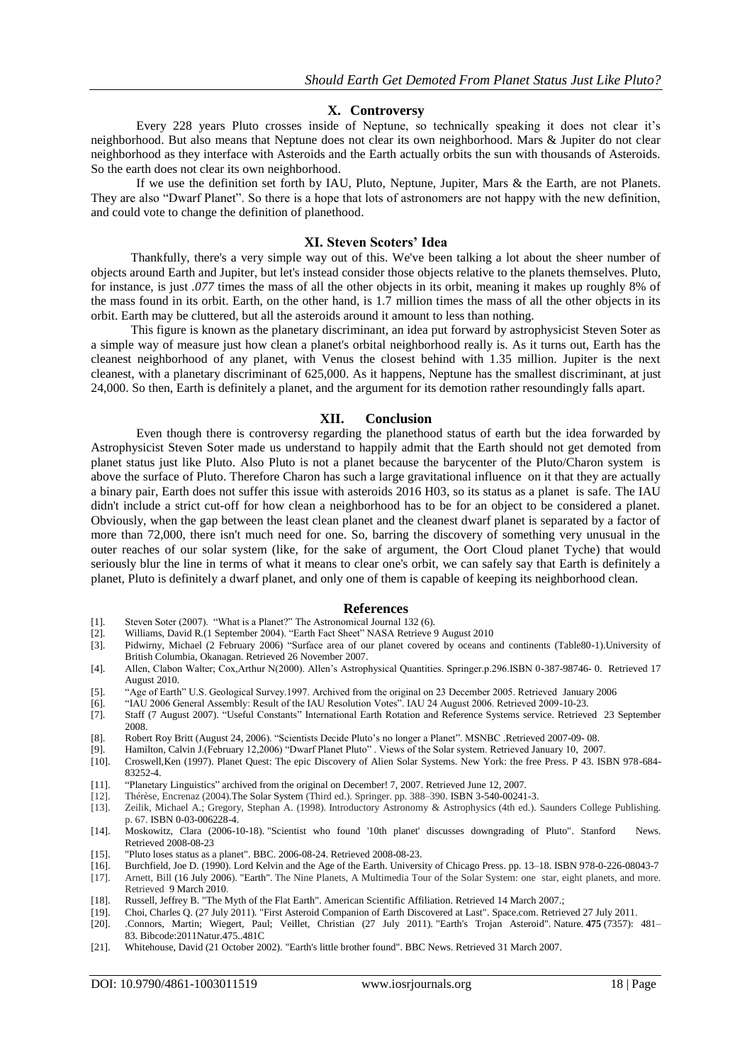## X. Controversy

Every 228 years Pluto crosses inside of Neptune, so technically speaking it does not clear it's neighborhood. But also means that Neptune does not clear its own neighborhood. Mars & Jupiter do not clear neighborhood as they interface with Asteroids and the Earth actually orbits the sun with thousands of Asteroids. So the earth does not clear its own neighborhood.

If we use the definition set forth by IAU, Pluto, Neptune, Jupiter, Mars & the Earth, are not Planets. They are also "Dwarf Planet". So there is a hope that lots of astronomers are not happy with the new definition, and could vote to change the definition of planethood.

## XI. Steven Scoters' Idea

Thankfully, there's a very simple way out of this. We've been talking a lot about the sheer number of objects around Earth and Jupiter, but let's instead consider those objects relative to the planets themselves. Pluto, for instance, is just *.077* times the mass of all the other objects in its orbit, meaning it makes up roughly 8% of the mass found in its orbit. Earth, on the other hand, is 1.7 million times the mass of all the other objects in its orbit. Earth may be cluttered, but all the asteroids around it amount to less than nothing.

This figure is known as the planetary discriminant, an idea put forward by astrophysicist Steven Soter as a simple way of measure just how clean a planet's orbital neighborhood really is. As it turns out, Earth has the cleanest neighborhood of any planet, with Venus the closest behind with 1.35 million. Jupiter is the next cleanest, with a planetary discriminant of 625,000. As it happens, Neptune has the smallest discriminant, at just 24,000. So then, Earth is definitely a planet, and the argument for its demotion rather resoundingly falls apart.

## XII. Conclusion

Even though there is controversy regarding the planethood status of earth but the idea forwarded by Astrophysicist Steven Soter made us understand to happily admit that the Earth should not get demoted from planet status just like Pluto. Also Pluto is not a planet because the barycenter of the Pluto/Charon system is above the surface of Pluto. Therefore Charon has such a large gravitational influence on it that they are actually a binary pair, Earth does not suffer this issue with asteroids 2016 H03, so its status as a planet is safe. The IAU didn't include a strict cut-off for how clean a neighborhood has to be for an object to be considered a planet. Obviously, when the gap between the least clean planet and the cleanest dwarf planet is separated by a factor of more than 72,000, there isn't much need for one. So, barring the discovery of something very unusual in the outer reaches of our solar system (like, for the sake of argument, the Oort Cloud planet Tyche) that would seriously blur the line in terms of what it means to clear one's orbit, we can safely say that Earth is definitely a planet, Pluto is definitely a dwarf planet, and only one of them is capable of keeping its neighborhood clean.

## References

[1]. Steven Soter (2007). "What is a Planet?" The Astronomical Journal 132 (6).
[2]. Williams, David R.(1 September 2004). "Earth Fact Sheet" NASA Retrieve 9 August 2010
[3]. Pidwirny, Michael (2 February 2006) "Surface area of our planet covered by oceans and continents (Table80-1).University of British Columbia, Okanagan. Retrieved 26 November 2007.
[4]. Allen, Clabon Walter; Cox,Arthur N(2000). Allen's Astrophysical Quantities. Springer.p.296.ISBN 0-387-98746- 0. Retrieved 17 August 2010.
[5]. "Age of Earth" U.S. Geological Survey.1997. Archived from the original on 23 December 2005. Retrieved January 2006
[6]. "IAU 2006 General Assembly: Result of the IAU Resolution Votes". IAU 24 August 2006. Retrieved 2009-10-23.
[7]. Staff (7 August 2007). "Useful Constants" International Earth Rotation and Reference Systems service. Retrieved 23 September 2008.
[8]. Robert Roy Britt (August 24, 2006). "Scientists Decide Pluto's no longer a Planet". MSNBC .Retrieved 2007-09- 08.
[9]. Hamilton, Calvin J.(February 12,2006) "Dwarf Planet Pluto" . Views of the Solar system. Retrieved January 10, 2007.
[10]. Croswell,Ken (1997). Planet Quest: The epic Discovery of Alien Solar Systems. New York: the free Press. P 43. ISBN 978-684-83252-4.
[11]. "Planetary Linguistics" archived from the original on December! 7, 2007. Retrieved June 12, 2007.
[12]. Thérèse, Encrenaz (2004).The Solar System (Third ed.). Springer. pp. 388–390. ISBN 3-540-00241-3.
[13]. Zeilik, Michael A.; Gregory, Stephan A. (1998). Introductory Astronomy & Astrophysics (4th ed.). Saunders College Publishing. p. 67. ISBN 0-03-006228-4.
[14]. Moskowitz, Clara (2006-10-18). "Scientist who found '10th planet' discusses downgrading of Pluto". Stanford News. Retrieved 2008-08-23
[15]. "Pluto loses status as a planet". BBC. 2006-08-24. Retrieved 2008-08-23.
[16]. Burchfield, Joe D. (1990). Lord Kelvin and the Age of the Earth. University of Chicago Press. pp. 13–18. ISBN 978-0-226-08043-7
[17]. Arnett, Bill (16 July 2006). "Earth". The Nine Planets, A Multimedia Tour of the Solar System: one star, eight planets, and more. Retrieved 9 March 2010.
[18]. Russell, Jeffrey B. "The Myth of the Flat Earth". American Scientific Affiliation. Retrieved 14 March 2007.;
[19]. Choi, Charles Q. (27 July 2011). "First Asteroid Companion of Earth Discovered at Last". Space.com. Retrieved 27 July 2011.
[20]. .Connors, Martin; Wiegert, Paul; Veillet, Christian (27 July 2011). "Earth's Trojan Asteroid". Nature. **475** (7357): 481–83. Bibcode:2011Natur.475..481C
[21]. Whitehouse, David (21 October 2002). "Earth's little brother found". BBC News. Retrieved 31 March 2007.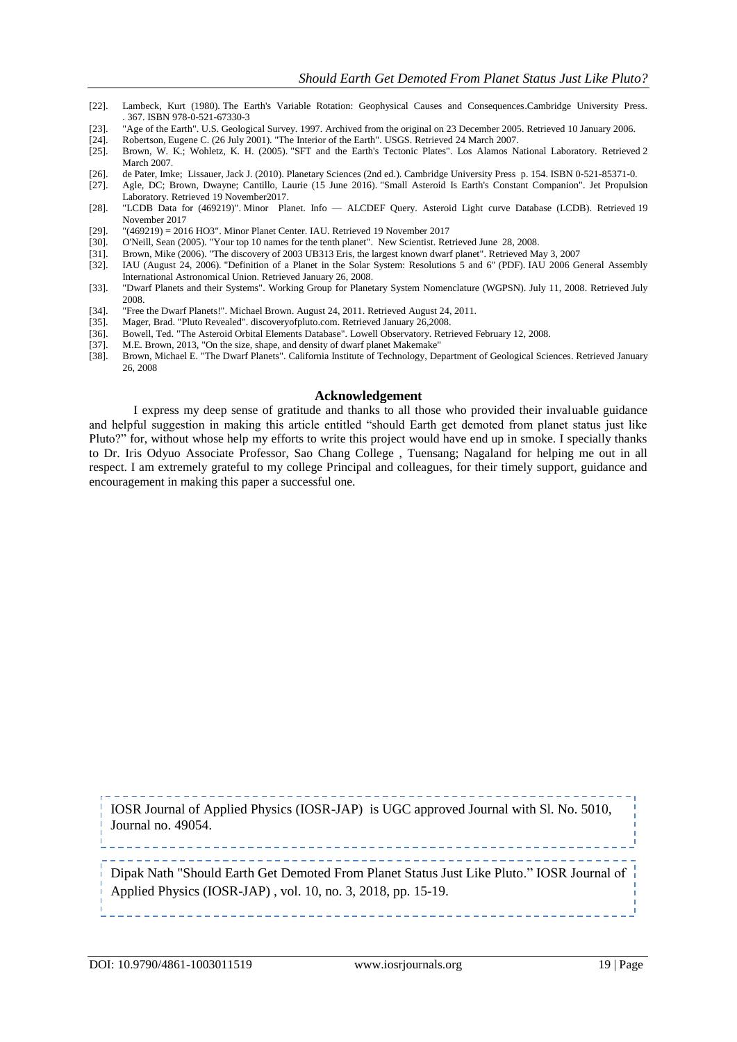[22]. Lambeck, Kurt (1980). The Earth's Variable Rotation: Geophysical Causes and Consequences.Cambridge University Press. . 367. ISBN 978-0-521-67330-3

[23]. "Age of the Earth". U.S. Geological Survey. 1997. Archived from the original on 23 December 2005. Retrieved 10 January 2006.

[24]. Robertson, Eugene C. (26 July 2001). "The Interior of the Earth". USGS. Retrieved 24 March 2007.

[25]. Brown, W. K.; Wohletz, K. H. (2005). "SFT and the Earth's Tectonic Plates". Los Alamos National Laboratory. Retrieved 2 March 2007.

[26]. de Pater, Imke; Lissauer, Jack J. (2010). Planetary Sciences (2nd ed.). Cambridge University Press p. 154. ISBN 0-521-85371-0.

[27]. Agle, DC; Brown, Dwayne; Cantillo, Laurie (15 June 2016). "Small Asteroid Is Earth's Constant Companion". Jet Propulsion Laboratory. Retrieved 19 November2017.

[28]. "LCDB Data for (469219)". Minor Planet. Info — ALCDEF Query. Asteroid Light curve Database (LCDB). Retrieved 19 November 2017

[29]. "(469219) = 2016 HO3". Minor Planet Center. IAU. Retrieved 19 November 2017

[30]. O'Neill, Sean (2005). "Your top 10 names for the tenth planet". New Scientist. Retrieved June 28, 2008.

[31]. Brown, Mike (2006). "The discovery of 2003 UB313 Eris, the largest known dwarf planet". Retrieved May 3, 2007

[32]. IAU (August 24, 2006). "Definition of a Planet in the Solar System: Resolutions 5 and 6" (PDF). IAU 2006 General Assembly International Astronomical Union. Retrieved January 26, 2008.

[33]. "Dwarf Planets and their Systems". Working Group for Planetary System Nomenclature (WGPSN). July 11, 2008. Retrieved July 2008.

[34]. "Free the Dwarf Planets!". Michael Brown. August 24, 2011. Retrieved August 24, 2011.

[35]. Mager, Brad. "Pluto Revealed". discoveryofpluto.com. Retrieved January 26,2008.

[36]. Bowell, Ted. "The Asteroid Orbital Elements Database". Lowell Observatory. Retrieved February 12, 2008.

[37]. M.E. Brown, 2013, "On the size, shape, and density of dwarf planet Makemake"

[38]. Brown, Michael E. "The Dwarf Planets". California Institute of Technology, Department of Geological Sciences. Retrieved January 26, 2008

## Acknowledgement

I express my deep sense of gratitude and thanks to all those who provided their invaluable guidance and helpful suggestion in making this article entitled "should Earth get demoted from planet status just like Pluto?" for, without whose help my efforts to write this project would have end up in smoke. I specially thanks to Dr. Iris Odyuo Associate Professor, Sao Chang College , Tuensang; Nagaland for helping me out in all respect. I am extremely grateful to my college Principal and colleagues, for their timely support, guidance and encouragement in making this paper a successful one.

IOSR Journal of Applied Physics (IOSR-JAP) is UGC approved Journal with Sl. No. 5010, Journal no. 49054.

Dipak Nath "Should Earth Get Demoted From Planet Status Just Like Pluto." IOSR Journal of Applied Physics (IOSR-JAP) , vol. 10, no. 3, 2018, pp. 15-19.